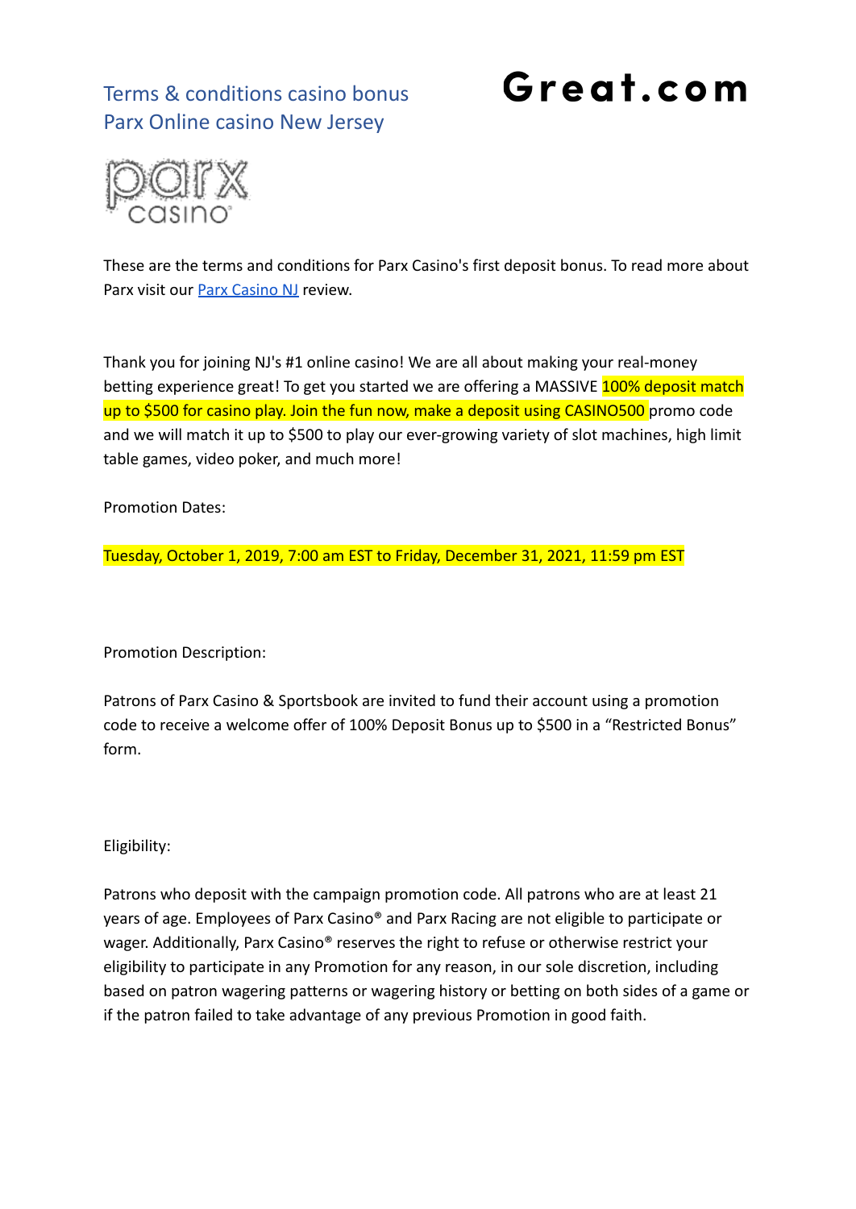# Terms & conditions casino bonus Parx Online casino New Jersey

**Great.com**

These are the terms and conditions for Parx Casino's first deposit bonus. To read more about Parx visit our [Parx Casino NJ] review.

Thank you for joining NJ's #1 online casino! We are all about making your real-money betting experience great! To get you started we are offering a MASSIVE 100% deposit match up to $500 for casino play. Join the fun now, make a deposit using CASINO500 promo code and we will match it up to $500 to play our ever-growing variety of slot machines, high limit table games, video poker, and much more!

Promotion Dates:

Tuesday, October 1, 2019, 7:00 am EST to Friday, December 31, 2021, 11:59 pm EST

Promotion Description:

Patrons of Parx Casino & Sportsbook are invited to fund their account using a promotion code to receive a welcome offer of 100% Deposit Bonus up to $500 in a "Restricted Bonus" form.

Eligibility:

Patrons who deposit with the campaign promotion code. All patrons who are at least 21 years of age. Employees of Parx Casino® and Parx Racing are not eligible to participate or wager. Additionally, Parx Casino® reserves the right to refuse or otherwise restrict your eligibility to participate in any Promotion for any reason, in our sole discretion, including based on patron wagering patterns or wagering history or betting on both sides of a game or if the patron failed to take advantage of any previous Promotion in good faith.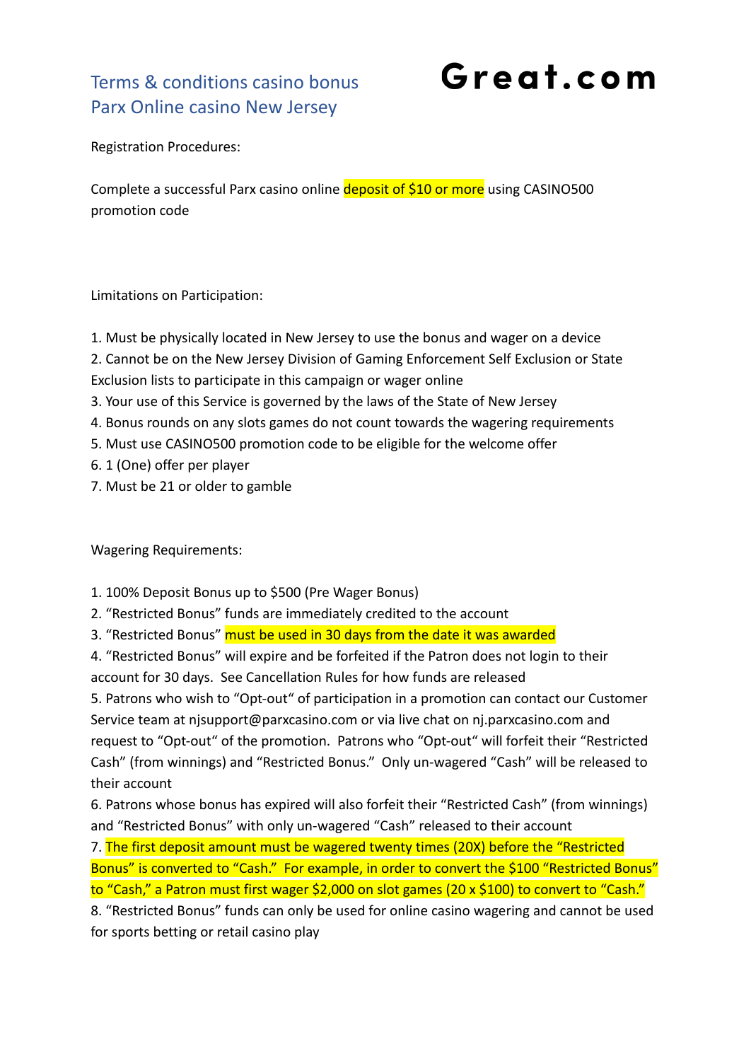# Terms & conditions casino bonus Parx Online casino New Jersey

**Great.com**

Registration Procedures:

Complete a successful Parx casino online deposit of $10 or more using CASINO500 promotion code

Limitations on Participation:

1. Must be physically located in New Jersey to use the bonus and wager on a device
2. Cannot be on the New Jersey Division of Gaming Enforcement Self Exclusion or State Exclusion lists to participate in this campaign or wager online
3. Your use of this Service is governed by the laws of the State of New Jersey
4. Bonus rounds on any slots games do not count towards the wagering requirements
5. Must use CASINO500 promotion code to be eligible for the welcome offer
6. 1 (One) offer per player
7. Must be 21 or older to gamble

Wagering Requirements:

1. 100% Deposit Bonus up to $500 (Pre Wager Bonus)
2. "Restricted Bonus" funds are immediately credited to the account
3. "Restricted Bonus" must be used in 30 days from the date it was awarded
4. "Restricted Bonus" will expire and be forfeited if the Patron does not login to their account for 30 days. See Cancellation Rules for how funds are released
5. Patrons who wish to "Opt-out" of participation in a promotion can contact our Customer Service team at njsupport@parxcasino.com or via live chat on nj.parxcasino.com and request to "Opt-out" of the promotion. Patrons who "Opt-out" will forfeit their "Restricted Cash" (from winnings) and "Restricted Bonus." Only un-wagered "Cash" will be released to their account
6. Patrons whose bonus has expired will also forfeit their "Restricted Cash" (from winnings) and "Restricted Bonus" with only un-wagered "Cash" released to their account
7. The first deposit amount must be wagered twenty times (20X) before the "Restricted Bonus" is converted to "Cash." For example, in order to convert the $100 "Restricted Bonus" to "Cash," a Patron must first wager $2,000 on slot games (20 x $100) to convert to "Cash."
8. "Restricted Bonus" funds can only be used for online casino wagering and cannot be used for sports betting or retail casino play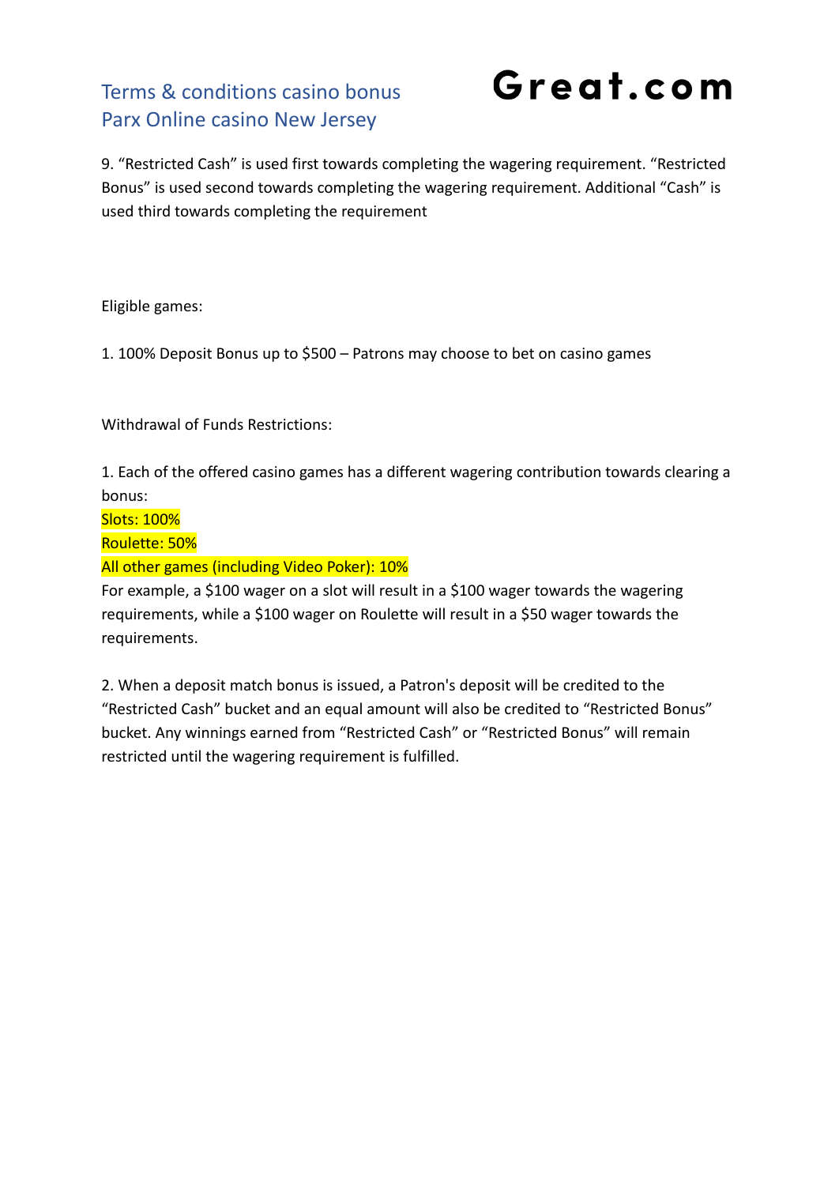9. “Restricted Cash” is used first towards completing the wagering requirement. “Restricted Bonus” is used second towards completing the wagering requirement. Additional “Cash” is used third towards completing the requirement

Eligible games:

1. 100% Deposit Bonus up to $500 – Patrons may choose to bet on casino games

Withdrawal of Funds Restrictions:

1. Each of the offered casino games has a different wagering contribution towards clearing a bonus:
Slots: 100%
Roulette: 50%
All other games (including Video Poker): 10%
For example, a $100 wager on a slot will result in a $100 wager towards the wagering requirements, while a $100 wager on Roulette will result in a $50 wager towards the requirements.

2. When a deposit match bonus is issued, a Patron's deposit will be credited to the “Restricted Cash” bucket and an equal amount will also be credited to “Restricted Bonus” bucket. Any winnings earned from “Restricted Cash” or “Restricted Bonus” will remain restricted until the wagering requirement is fulfilled.